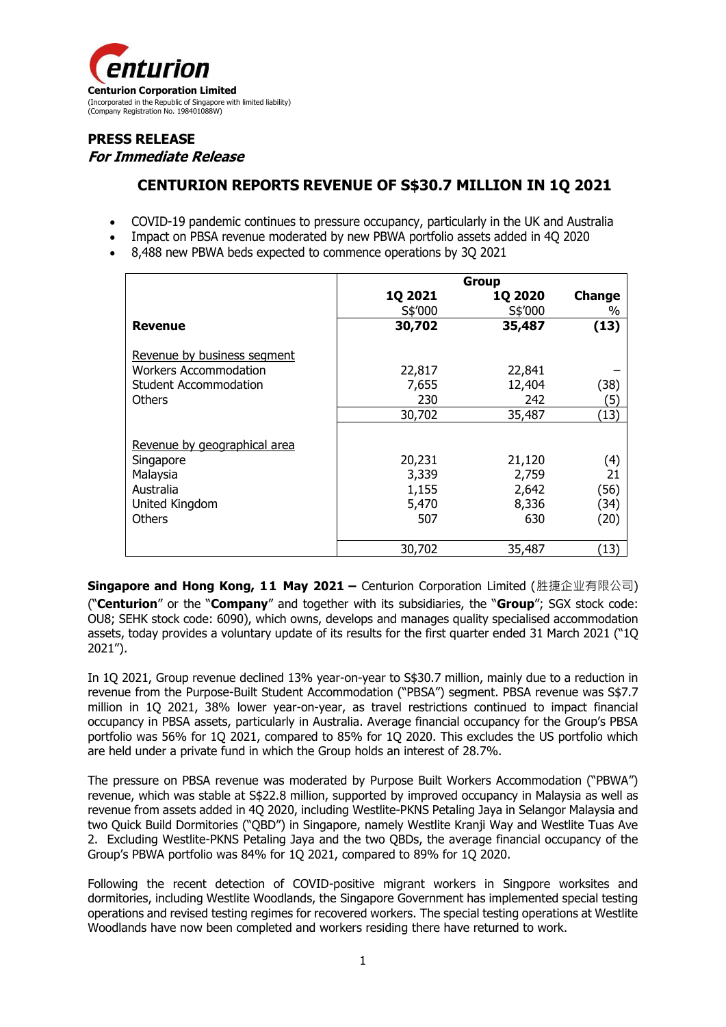**Centurion Corporation Limited**
(Incorporated in the Republic of Singapore with limited liability)
(Company Registration No. 198401088W)

**PRESS RELEASE**
***For Immediate Release***

## CENTURION REPORTS REVENUE OF S$30.7 MILLION IN 1Q 2021

- COVID-19 pandemic continues to pressure occupancy, particularly in the UK and Australia
- Impact on PBSA revenue moderated by new PBWA portfolio assets added in 4Q 2020
- 8,488 new PBWA beds expected to commence operations by 3Q 2021

| | Group | | |
|---|---|---|---|
| | **1Q 2021** S$'000 | **1Q 2020** S$'000 | **Change** % |
| **Revenue** | **30,702** | **35,487** | **(13)** |
| Revenue by business segment | | | |
| Workers Accommodation | 22,817 | 22,841 | – |
| Student Accommodation | 7,655 | 12,404 | (38) |
| Others | 230 | 242 | (5) |
| | 30,702 | 35,487 | (13) |
| Revenue by geographical area | | | |
| Singapore | 20,231 | 21,120 | (4) |
| Malaysia | 3,339 | 2,759 | 21 |
| Australia | 1,155 | 2,642 | (56) |
| United Kingdom | 5,470 | 8,336 | (34) |
| Others | 507 | 630 | (20) |
| | 30,702 | 35,487 | (13) |

**Singapore and Hong Kong, 11 May 2021 –** Centurion Corporation Limited (胜捷企业有限公司) ("**Centurion**" or the "**Company**" and together with its subsidiaries, the "**Group**"; SGX stock code: OU8; SEHK stock code: 6090), which owns, develops and manages quality specialised accommodation assets, today provides a voluntary update of its results for the first quarter ended 31 March 2021 ("1Q 2021").

In 1Q 2021, Group revenue declined 13% year-on-year to S$30.7 million, mainly due to a reduction in revenue from the Purpose-Built Student Accommodation ("PBSA") segment. PBSA revenue was S$7.7 million in 1Q 2021, 38% lower year-on-year, as travel restrictions continued to impact financial occupancy in PBSA assets, particularly in Australia. Average financial occupancy for the Group's PBSA portfolio was 56% for 1Q 2021, compared to 85% for 1Q 2020. This excludes the US portfolio which are held under a private fund in which the Group holds an interest of 28.7%.

The pressure on PBSA revenue was moderated by Purpose Built Workers Accommodation ("PBWA") revenue, which was stable at S$22.8 million, supported by improved occupancy in Malaysia as well as revenue from assets added in 4Q 2020, including Westlite-PKNS Petaling Jaya in Selangor Malaysia and two Quick Build Dormitories ("QBD") in Singapore, namely Westlite Kranji Way and Westlite Tuas Ave 2. Excluding Westlite-PKNS Petaling Jaya and the two QBDs, the average financial occupancy of the Group's PBWA portfolio was 84% for 1Q 2021, compared to 89% for 1Q 2020.

Following the recent detection of COVID-positive migrant workers in Singpore worksites and dormitories, including Westlite Woodlands, the Singapore Government has implemented special testing operations and revised testing regimes for recovered workers. The special testing operations at Westlite Woodlands have now been completed and workers residing there have returned to work.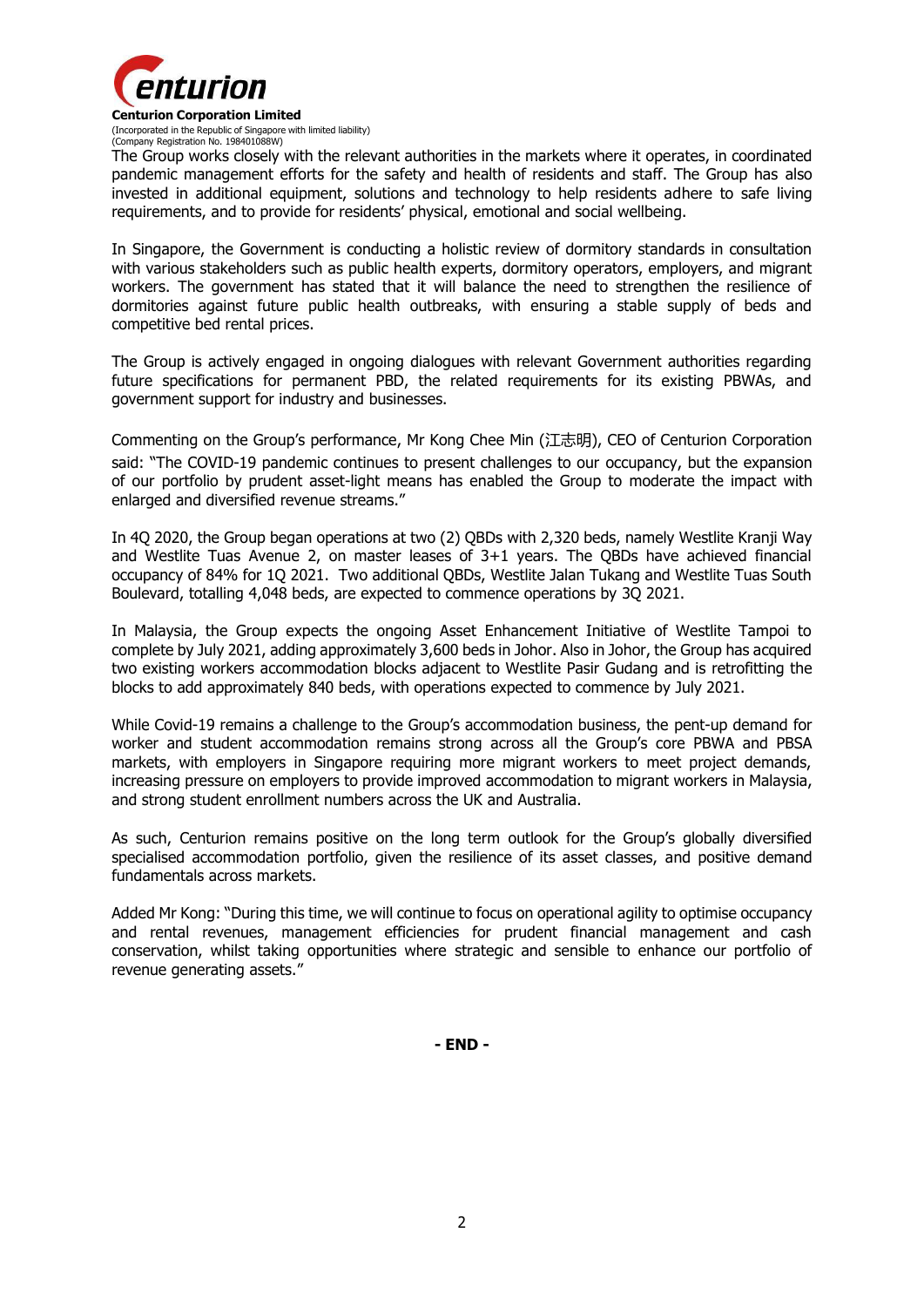The Group works closely with the relevant authorities in the markets where it operates, in coordinated pandemic management efforts for the safety and health of residents and staff. The Group has also invested in additional equipment, solutions and technology to help residents adhere to safe living requirements, and to provide for residents' physical, emotional and social wellbeing.

In Singapore, the Government is conducting a holistic review of dormitory standards in consultation with various stakeholders such as public health experts, dormitory operators, employers, and migrant workers. The government has stated that it will balance the need to strengthen the resilience of dormitories against future public health outbreaks, with ensuring a stable supply of beds and competitive bed rental prices.

The Group is actively engaged in ongoing dialogues with relevant Government authorities regarding future specifications for permanent PBD, the related requirements for its existing PBWAs, and government support for industry and businesses.

Commenting on the Group's performance, Mr Kong Chee Min (江志明), CEO of Centurion Corporation said: "The COVID-19 pandemic continues to present challenges to our occupancy, but the expansion of our portfolio by prudent asset-light means has enabled the Group to moderate the impact with enlarged and diversified revenue streams."

In 4Q 2020, the Group began operations at two (2) QBDs with 2,320 beds, namely Westlite Kranji Way and Westlite Tuas Avenue 2, on master leases of 3+1 years. The QBDs have achieved financial occupancy of 84% for 1Q 2021. Two additional QBDs, Westlite Jalan Tukang and Westlite Tuas South Boulevard, totalling 4,048 beds, are expected to commence operations by 3Q 2021.

In Malaysia, the Group expects the ongoing Asset Enhancement Initiative of Westlite Tampoi to complete by July 2021, adding approximately 3,600 beds in Johor. Also in Johor, the Group has acquired two existing workers accommodation blocks adjacent to Westlite Pasir Gudang and is retrofitting the blocks to add approximately 840 beds, with operations expected to commence by July 2021.

While Covid-19 remains a challenge to the Group's accommodation business, the pent-up demand for worker and student accommodation remains strong across all the Group's core PBWA and PBSA markets, with employers in Singapore requiring more migrant workers to meet project demands, increasing pressure on employers to provide improved accommodation to migrant workers in Malaysia, and strong student enrollment numbers across the UK and Australia.

As such, Centurion remains positive on the long term outlook for the Group's globally diversified specialised accommodation portfolio, given the resilience of its asset classes, and positive demand fundamentals across markets.

Added Mr Kong: "During this time, we will continue to focus on operational agility to optimise occupancy and rental revenues, management efficiencies for prudent financial management and cash conservation, whilst taking opportunities where strategic and sensible to enhance our portfolio of revenue generating assets."

**- END -**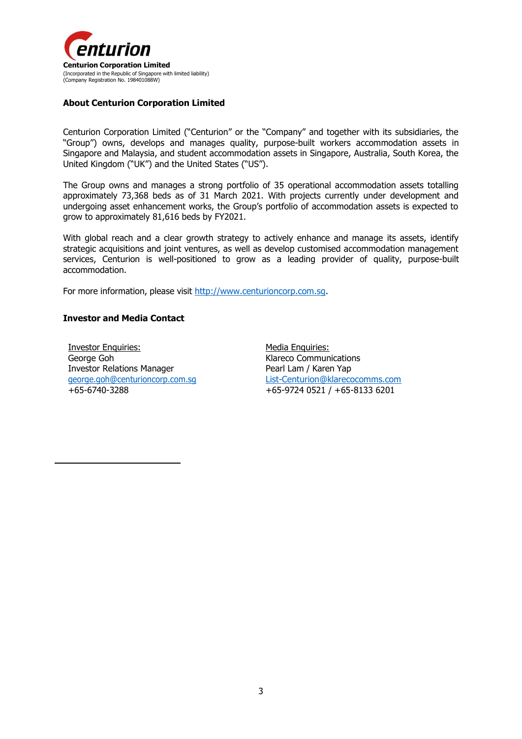**Centurion Corporation Limited**
(Incorporated in the Republic of Singapore with limited liability)
(Company Registration No. 198401088W)

**About Centurion Corporation Limited**

Centurion Corporation Limited ("Centurion" or the "Company" and together with its subsidiaries, the "Group") owns, develops and manages quality, purpose-built workers accommodation assets in Singapore and Malaysia, and student accommodation assets in Singapore, Australia, South Korea, the United Kingdom ("UK") and the United States ("US").

The Group owns and manages a strong portfolio of 35 operational accommodation assets totalling approximately 73,368 beds as of 31 March 2021. With projects currently under development and undergoing asset enhancement works, the Group's portfolio of accommodation assets is expected to grow to approximately 81,616 beds by FY2021.

With global reach and a clear growth strategy to actively enhance and manage its assets, identify strategic acquisitions and joint ventures, as well as develop customised accommodation management services, Centurion is well-positioned to grow as a leading provider of quality, purpose-built accommodation.

For more information, please visit http://www.centurioncorp.com.sg.

**Investor and Media Contact**

Investor Enquiries:
George Goh
Investor Relations Manager
george.goh@centurioncorp.com.sg
+65-6740-3288

Media Enquiries:
Klareco Communications
Pearl Lam / Karen Yap
List-Centurion@klarecocomms.com
+65-9724 0521 / +65-8133 6201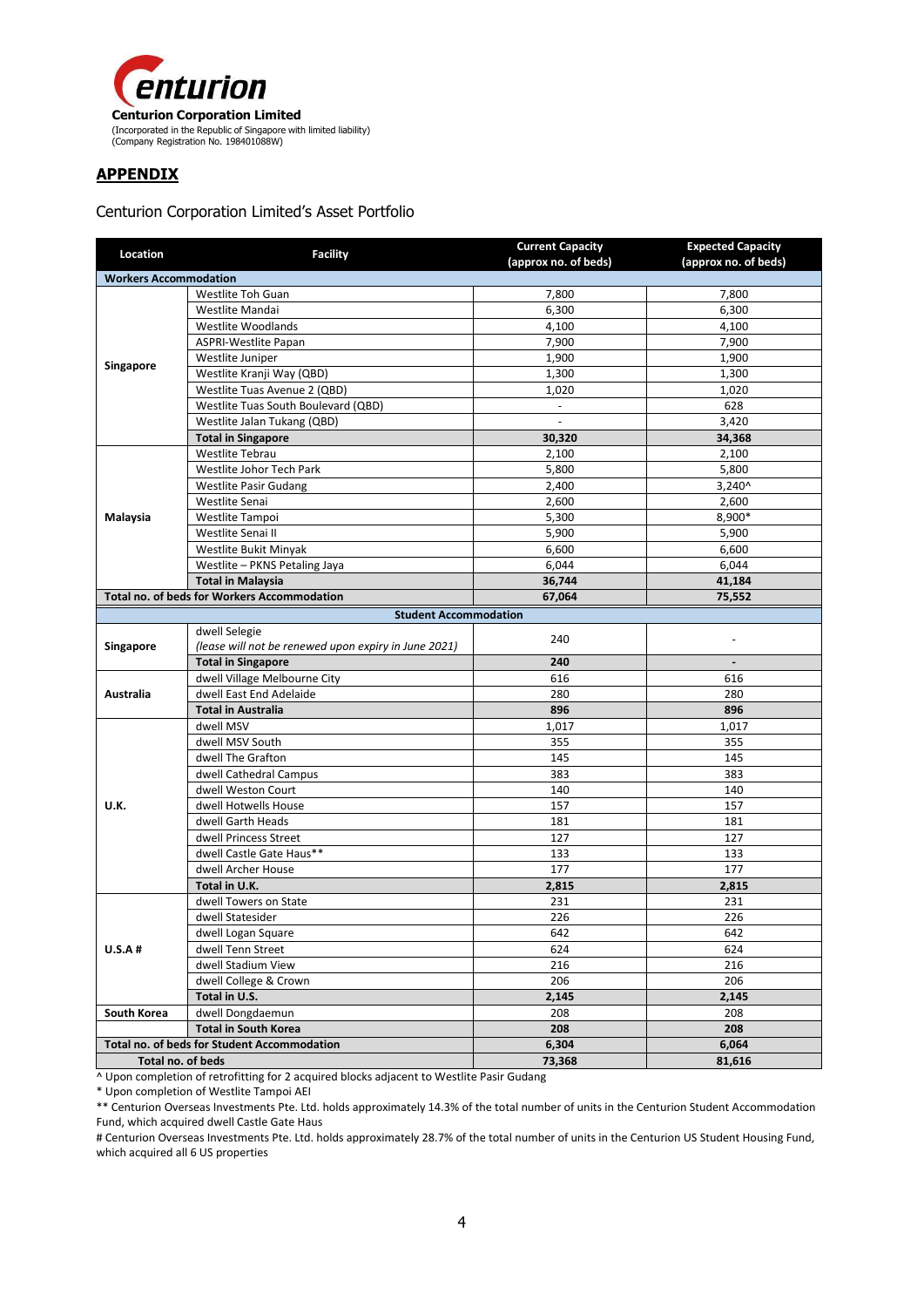**Centurion Corporation Limited**
(Incorporated in the Republic of Singapore with limited liability)
(Company Registration No. 198401088W)

## APPENDIX

Centurion Corporation Limited's Asset Portfolio

| Location | Facility | Current Capacity (approx no. of beds) | Expected Capacity (approx no. of beds) |
|---|---|---|---|
| **Workers Accommodation** | | | |
| **Singapore** | Westlite Toh Guan | 7,800 | 7,800 |
| | Westlite Mandai | 6,300 | 6,300 |
| | Westlite Woodlands | 4,100 | 4,100 |
| | ASPRI-Westlite Papan | 7,900 | 7,900 |
| | Westlite Juniper | 1,900 | 1,900 |
| | Westlite Kranji Way (QBD) | 1,300 | 1,300 |
| | Westlite Tuas Avenue 2 (QBD) | 1,020 | 1,020 |
| | Westlite Tuas South Boulevard (QBD) | - | 628 |
| | Westlite Jalan Tukang (QBD) | - | 3,420 |
| | **Total in Singapore** | **30,320** | **34,368** |
| **Malaysia** | Westlite Tebrau | 2,100 | 2,100 |
| | Westlite Johor Tech Park | 5,800 | 5,800 |
| | Westlite Pasir Gudang | 2,400 | 3,240^ |
| | Westlite Senai | 2,600 | 2,600 |
| | Westlite Tampoi | 5,300 | 8,900* |
| | Westlite Senai II | 5,900 | 5,900 |
| | Westlite Bukit Minyak | 6,600 | 6,600 |
| | Westlite – PKNS Petaling Jaya | 6,044 | 6,044 |
| | **Total in Malaysia** | **36,744** | **41,184** |
| **Total no. of beds for Workers Accommodation** | | **67,064** | **75,552** |
| **Student Accommodation** | | | |
| **Singapore** | dwell Selegie *(lease will not be renewed upon expiry in June 2021)* | 240 | - |
| | **Total in Singapore** | **240** | **-** |
| **Australia** | dwell Village Melbourne City | 616 | 616 |
| | dwell East End Adelaide | 280 | 280 |
| | **Total in Australia** | **896** | **896** |
| **U.K.** | dwell MSV | 1,017 | 1,017 |
| | dwell MSV South | 355 | 355 |
| | dwell The Grafton | 145 | 145 |
| | dwell Cathedral Campus | 383 | 383 |
| | dwell Weston Court | 140 | 140 |
| | dwell Hotwells House | 157 | 157 |
| | dwell Garth Heads | 181 | 181 |
| | dwell Princess Street | 127 | 127 |
| | dwell Castle Gate Haus** | 133 | 133 |
| | dwell Archer House | 177 | 177 |
| | **Total in U.K.** | **2,815** | **2,815** |
| **U.S.A #** | dwell Towers on State | 231 | 231 |
| | dwell Statesider | 226 | 226 |
| | dwell Logan Square | 642 | 642 |
| | dwell Tenn Street | 624 | 624 |
| | dwell Stadium View | 216 | 216 |
| | dwell College & Crown | 206 | 206 |
| | **Total in U.S.** | **2,145** | **2,145** |
| **South Korea** | dwell Dongdaemun | 208 | 208 |
| | **Total in South Korea** | **208** | **208** |
| **Total no. of beds for Student Accommodation** | | **6,304** | **6,064** |
| **Total no. of beds** | | **73,368** | **81,616** |

^ Upon completion of retrofitting for 2 acquired blocks adjacent to Westlite Pasir Gudang

* Upon completion of Westlite Tampoi AEI

** Centurion Overseas Investments Pte. Ltd. holds approximately 14.3% of the total number of units in the Centurion Student Accommodation Fund, which acquired dwell Castle Gate Haus

# Centurion Overseas Investments Pte. Ltd. holds approximately 28.7% of the total number of units in the Centurion US Student Housing Fund, which acquired all 6 US properties